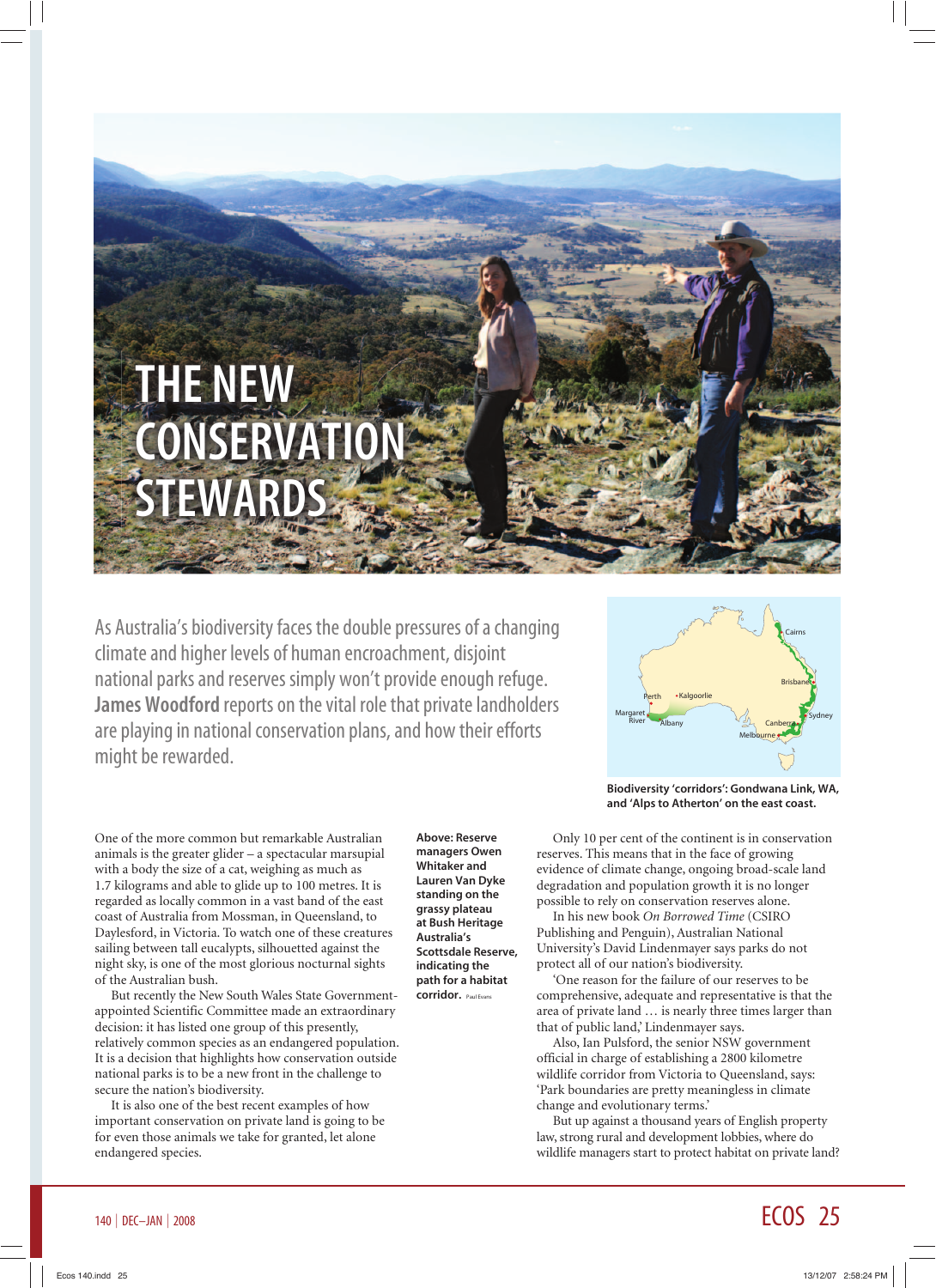# THE NEW CONSERVATION STEWARDS

As Australia's biodiversity faces the double pressures of a changing climate and higher levels of human encroachment, disjoint national parks and reserves simply won't provide enough refuge. **James Woodford** reports on the vital role that private landholders are playing in national conservation plans, and how their efforts might be rewarded.

**Biodiversity 'corridors': Gondwana Link, WA, and 'Alps to Atherton' on the east coast.**

One of the more common but remarkable Australian animals is the greater glider – a spectacular marsupial with a body the size of a cat, weighing as much as 1.7 kilograms and able to glide up to 100 metres. It is regarded as locally common in a vast band of the east coast of Australia from Mossman, in Queensland, to Daylesford, in Victoria. To watch one of these creatures sailing between tall eucalypts, silhouetted against the night sky, is one of the most glorious nocturnal sights of the Australian bush.

But recently the New South Wales State Government-appointed Scientific Committee made an extraordinary decision: it has listed one group of this presently, relatively common species as an endangered population. It is a decision that highlights how conservation outside national parks is to be a new front in the challenge to secure the nation's biodiversity.

It is also one of the best recent examples of how important conservation on private land is going to be for even those animals we take for granted, let alone endangered species.

**Above: Reserve managers Owen Whitaker and Lauren Van Dyke standing on the grassy plateau at Bush Heritage Australia's Scottsdale Reserve, indicating the path for a habitat corridor.** Paul Evans

Only 10 per cent of the continent is in conservation reserves. This means that in the face of growing evidence of climate change, ongoing broad-scale land degradation and population growth it is no longer possible to rely on conservation reserves alone.

In his new book *On Borrowed Time* (CSIRO Publishing and Penguin), Australian National University's David Lindenmayer says parks do not protect all of our nation's biodiversity.

'One reason for the failure of our reserves to be comprehensive, adequate and representative is that the area of private land … is nearly three times larger than that of public land,' Lindenmayer says.

Also, Ian Pulsford, the senior NSW government official in charge of establishing a 2800 kilometre wildlife corridor from Victoria to Queensland, says: 'Park boundaries are pretty meaningless in climate change and evolutionary terms.'

But up against a thousand years of English property law, strong rural and development lobbies, where do wildlife managers start to protect habitat on private land?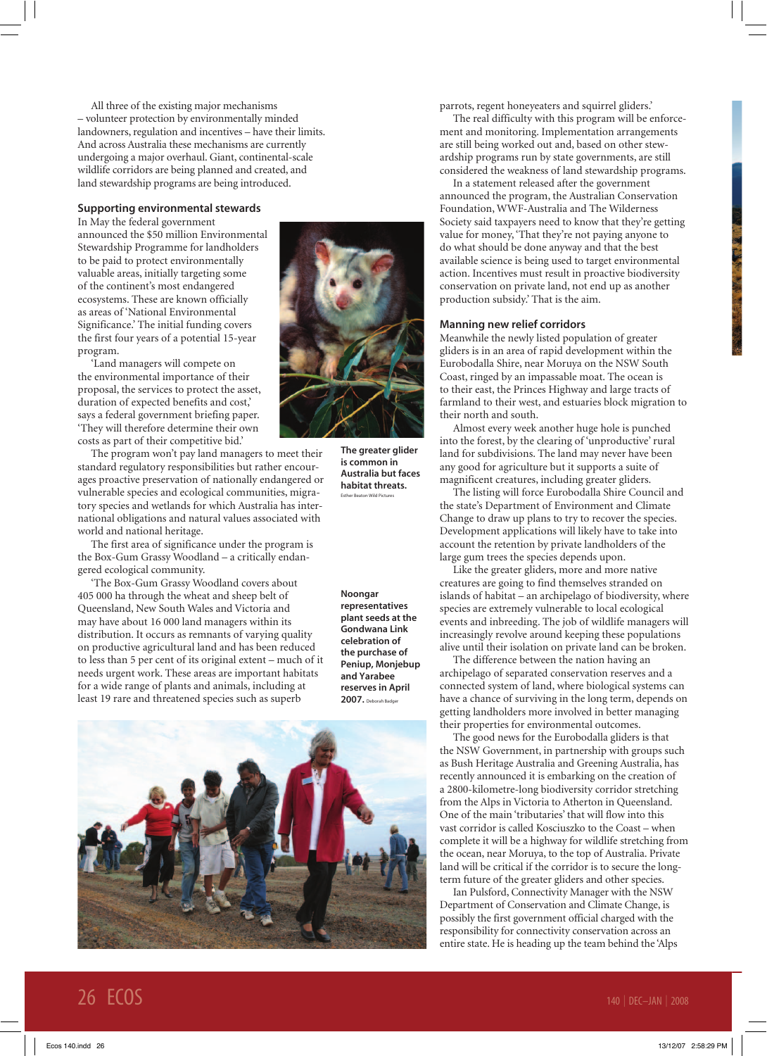All three of the existing major mechanisms – volunteer protection by environmentally minded landowners, regulation and incentives – have their limits. And across Australia these mechanisms are currently undergoing a major overhaul. Giant, continental-scale wildlife corridors are being planned and created, and land stewardship programs are being introduced.

### Supporting environmental stewards

In May the federal government announced the $50 million Environmental Stewardship Programme for landholders to be paid to protect environmentally valuable areas, initially targeting some of the continent's most endangered ecosystems. These are known officially as areas of 'National Environmental Significance.' The initial funding covers the first four years of a potential 15-year program.

'Land managers will compete on the environmental importance of their proposal, the services to protect the asset, duration of expected benefits and cost,' says a federal government briefing paper. 'They will therefore determine their own costs as part of their competitive bid.'

The program won't pay land managers to meet their standard regulatory responsibilities but rather encourages proactive preservation of nationally endangered or vulnerable species and ecological communities, migratory species and wetlands for which Australia has international obligations and natural values associated with world and national heritage.

The first area of significance under the program is the Box-Gum Grassy Woodland – a critically endangered ecological community.

'The Box-Gum Grassy Woodland covers about 405 000 ha through the wheat and sheep belt of Queensland, New South Wales and Victoria and may have about 16 000 land managers within its distribution. It occurs as remnants of varying quality on productive agricultural land and has been reduced to less than 5 per cent of its original extent – much of it needs urgent work. These areas are important habitats for a wide range of plants and animals, including at least 19 rare and threatened species such as superb parrots, regent honeyeaters and squirrel gliders.'

**The greater glider is common in Australia but faces habitat threats.** Esther Beaton Wild Pictures

**Noongar representatives plant seeds at the Gondwana Link celebration of the purchase of Peniup, Monjebup and Yarabee reserves in April 2007.** Deborah Badger

The real difficulty with this program will be enforcement and monitoring. Implementation arrangements are still being worked out and, based on other stewardship programs run by state governments, are still considered the weakness of land stewardship programs.

In a statement released after the government announced the program, the Australian Conservation Foundation, WWF-Australia and The Wilderness Society said taxpayers need to know that they're getting value for money, 'That they're not paying anyone to do what should be done anyway and that the best available science is being used to target environmental action. Incentives must result in proactive biodiversity conservation on private land, not end up as another production subsidy.' That is the aim.

### Manning new relief corridors

Meanwhile the newly listed population of greater gliders is in an area of rapid development within the Eurobodalla Shire, near Moruya on the NSW South Coast, ringed by an impassable moat. The ocean is to their east, the Princes Highway and large tracts of farmland to their west, and estuaries block migration to their north and south.

Almost every week another huge hole is punched into the forest, by the clearing of 'unproductive' rural land for subdivisions. The land may never have been any good for agriculture but it supports a suite of magnificent creatures, including greater gliders.

The listing will force Eurobodalla Shire Council and the state's Department of Environment and Climate Change to draw up plans to try to recover the species. Development applications will likely have to take into account the retention by private landholders of the large gum trees the species depends upon.

Like the greater gliders, more and more native creatures are going to find themselves stranded on islands of habitat – an archipelago of biodiversity, where species are extremely vulnerable to local ecological events and inbreeding. The job of wildlife managers will increasingly revolve around keeping these populations alive until their isolation on private land can be broken.

The difference between the nation having an archipelago of separated conservation reserves and a connected system of land, where biological systems can have a chance of surviving in the long term, depends on getting landholders more involved in better managing their properties for environmental outcomes.

The good news for the Eurobodalla gliders is that the NSW Government, in partnership with groups such as Bush Heritage Australia and Greening Australia, has recently announced it is embarking on the creation of a 2800-kilometre-long biodiversity corridor stretching from the Alps in Victoria to Atherton in Queensland. One of the main 'tributaries' that will flow into this vast corridor is called Kosciuszko to the Coast – when complete it will be a highway for wildlife stretching from the ocean, near Moruya, to the top of Australia. Private land will be critical if the corridor is to secure the long-term future of the greater gliders and other species.

Ian Pulsford, Connectivity Manager with the NSW Department of Conservation and Climate Change, is possibly the first government official charged with the responsibility for connectivity conservation across an entire state. He is heading up the team behind the 'Alps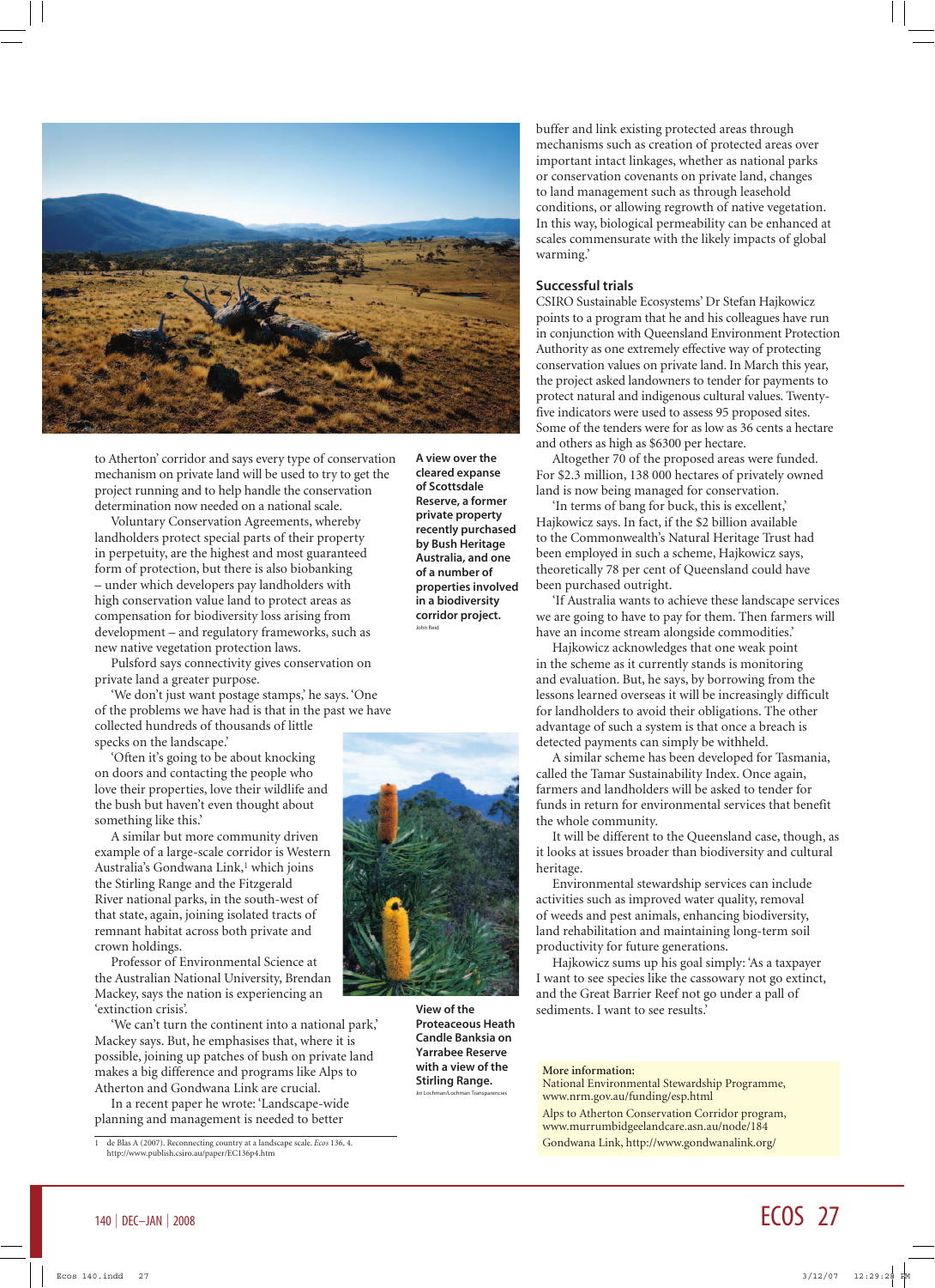to Atherton' corridor and says every type of conservation mechanism on private land will be used to try to get the project running and to help handle the conservation determination now needed on a national scale.

Voluntary Conservation Agreements, whereby landholders protect special parts of their property in perpetuity, are the highest and most guaranteed form of protection, but there is also biobanking – under which developers pay landholders with high conservation value land to protect areas as compensation for biodiversity loss arising from development – and regulatory frameworks, such as new native vegetation protection laws.

Pulsford says connectivity gives conservation on private land a greater purpose.

'We don't just want postage stamps,' he says. 'One of the problems we have had is that in the past we have collected hundreds of thousands of little specks on the landscape.'

'Often it's going to be about knocking on doors and contacting the people who love their properties, love their wildlife and the bush but haven't even thought about something like this.'

A similar but more community driven example of a large-scale corridor is Western Australia's Gondwana Link,[1] which joins the Stirling Range and the Fitzgerald River national parks, in the south-west of that state, again, joining isolated tracts of remnant habitat across both private and crown holdings.

Professor of Environmental Science at the Australian National University, Brendan Mackey, says the nation is experiencing an 'extinction crisis'.

'We can't turn the continent into a national park,' Mackey says. But, he emphasises that, where it is possible, joining up patches of bush on private land makes a big difference and programs like Alps to Atherton and Gondwana Link are crucial.

In a recent paper he wrote: 'Landscape-wide planning and management is needed to better buffer and link existing protected areas through mechanisms such as creation of protected areas over important intact linkages, whether as national parks or conservation covenants on private land, changes to land management such as through leasehold conditions, or allowing regrowth of native vegetation. In this way, biological permeability can be enhanced at scales commensurate with the likely impacts of global warming.'

**A view over the cleared expanse of Scottsdale Reserve, a former private property recently purchased by Bush Heritage Australia, and one of a number of properties involved in a biodiversity corridor project.**
John Reid

**View of the Proteaceous Heath Candle Banksia on Yarrabee Reserve with a view of the Stirling Range.**
Jiri Lochman/Lochman Transparencies

## Successful trials

CSIRO Sustainable Ecosystems' Dr Stefan Hajkowicz points to a program that he and his colleagues have run in conjunction with Queensland Environment Protection Authority as one extremely effective way of protecting conservation values on private land. In March this year, the project asked landowners to tender for payments to protect natural and indigenous cultural values. Twenty-five indicators were used to assess 95 proposed sites. Some of the tenders were for as low as 36 cents a hectare and others as high as $6300 per hectare.

Altogether 70 of the proposed areas were funded. For $2.3 million, 138 000 hectares of privately owned land is now being managed for conservation.

'In terms of bang for buck, this is excellent,' Hajkowicz says. In fact, if the $2 billion available to the Commonwealth's Natural Heritage Trust had been employed in such a scheme, Hajkowicz says, theoretically 78 per cent of Queensland could have been purchased outright.

'If Australia wants to achieve these landscape services we are going to have to pay for them. Then farmers will have an income stream alongside commodities.'

Hajkowicz acknowledges that one weak point in the scheme as it currently stands is monitoring and evaluation. But, he says, by borrowing from the lessons learned overseas it will be increasingly difficult for landholders to avoid their obligations. The other advantage of such a system is that once a breach is detected payments can simply be withheld.

A similar scheme has been developed for Tasmania, called the Tamar Sustainability Index. Once again, farmers and landholders will be asked to tender for funds in return for environmental services that benefit the whole community.

It will be different to the Queensland case, though, as it looks at issues broader than biodiversity and cultural heritage.

Environmental stewardship services can include activities such as improved water quality, removal of weeds and pest animals, enhancing biodiversity, land rehabilitation and maintaining long-term soil productivity for future generations.

Hajkowicz sums up his goal simply: 'As a taxpayer I want to see species like the cassowary not go extinct, and the Great Barrier Reef not go under a pall of sediments. I want to see results.'

**More information:**
National Environmental Stewardship Programme, www.nrm.gov.au/funding/esp.html

Alps to Atherton Conservation Corridor program, www.murrumbidgeelandcare.asn.au/node/184

Gondwana Link, http://www.gondwanalink.org/

---

1 de Blas A (2007). Reconnecting country at a landscape scale. *Ecos* 136, 4. http://www.publish.csiro.au/paper/EC136p4.htm